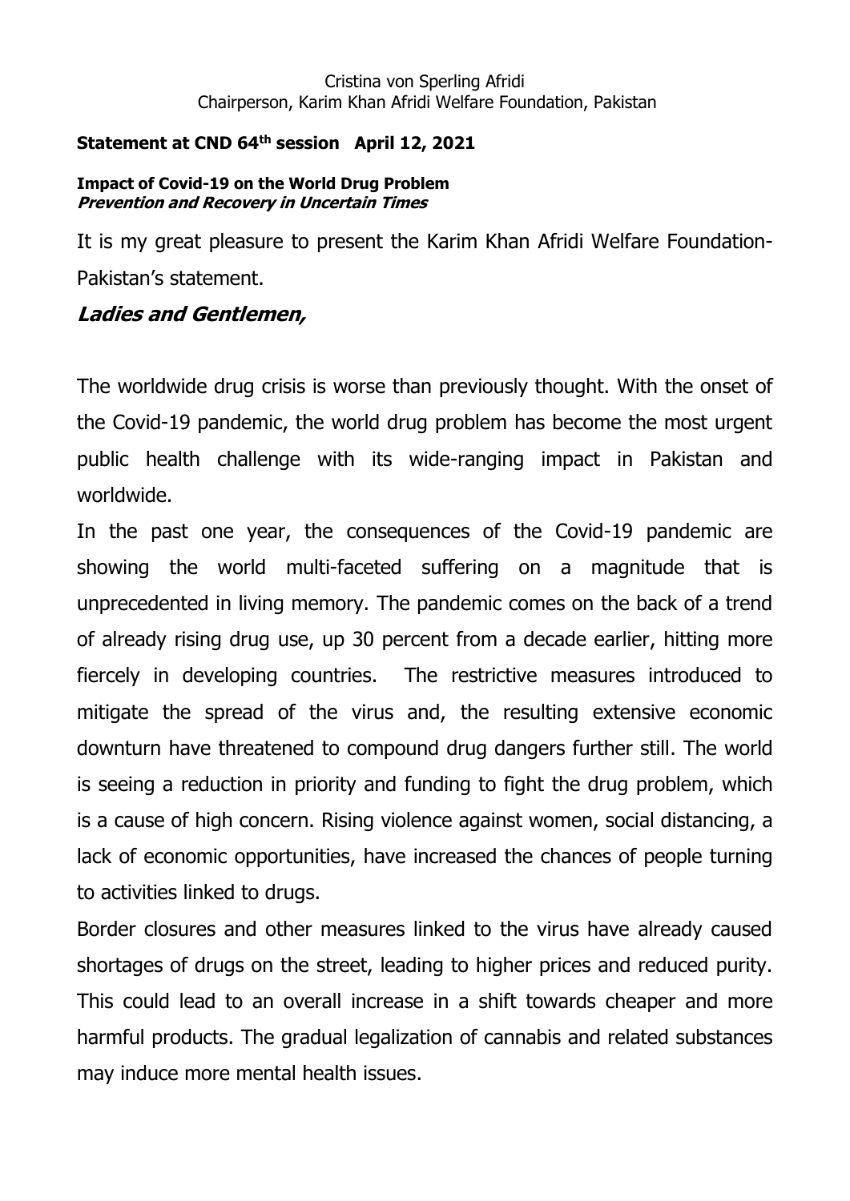Cristina von Sperling Afridi
Chairperson, Karim Khan Afridi Welfare Foundation, Pakistan

**Statement at CND 64th session April 12, 2021**

**Impact of Covid-19 on the World Drug Problem**
***Prevention and Recovery in Uncertain Times***

It is my great pleasure to present the Karim Khan Afridi Welfare Foundation-Pakistan's statement.

***Ladies and Gentlemen,***

The worldwide drug crisis is worse than previously thought. With the onset of the Covid-19 pandemic, the world drug problem has become the most urgent public health challenge with its wide-ranging impact in Pakistan and worldwide.

In the past one year, the consequences of the Covid-19 pandemic are showing the world multi-faceted suffering on a magnitude that is unprecedented in living memory. The pandemic comes on the back of a trend of already rising drug use, up 30 percent from a decade earlier, hitting more fiercely in developing countries. The restrictive measures introduced to mitigate the spread of the virus and, the resulting extensive economic downturn have threatened to compound drug dangers further still. The world is seeing a reduction in priority and funding to fight the drug problem, which is a cause of high concern. Rising violence against women, social distancing, a lack of economic opportunities, have increased the chances of people turning to activities linked to drugs.

Border closures and other measures linked to the virus have already caused shortages of drugs on the street, leading to higher prices and reduced purity. This could lead to an overall increase in a shift towards cheaper and more harmful products. The gradual legalization of cannabis and related substances may induce more mental health issues.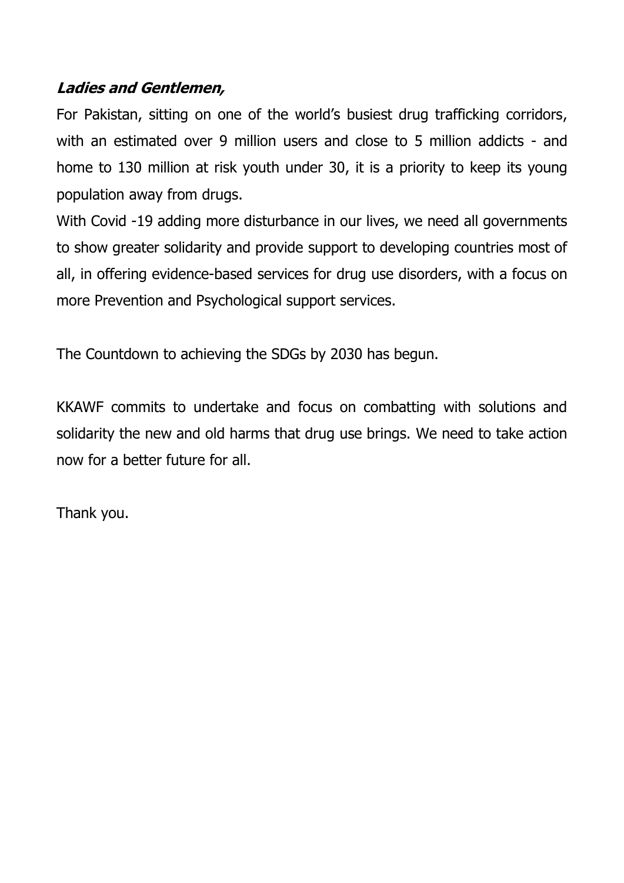***Ladies and Gentlemen,***

For Pakistan, sitting on one of the world's busiest drug trafficking corridors, with an estimated over 9 million users and close to 5 million addicts - and home to 130 million at risk youth under 30, it is a priority to keep its young population away from drugs.

With Covid -19 adding more disturbance in our lives, we need all governments to show greater solidarity and provide support to developing countries most of all, in offering evidence-based services for drug use disorders, with a focus on more Prevention and Psychological support services.

The Countdown to achieving the SDGs by 2030 has begun.

KKAWF commits to undertake and focus on combatting with solutions and solidarity the new and old harms that drug use brings. We need to take action now for a better future for all.

Thank you.